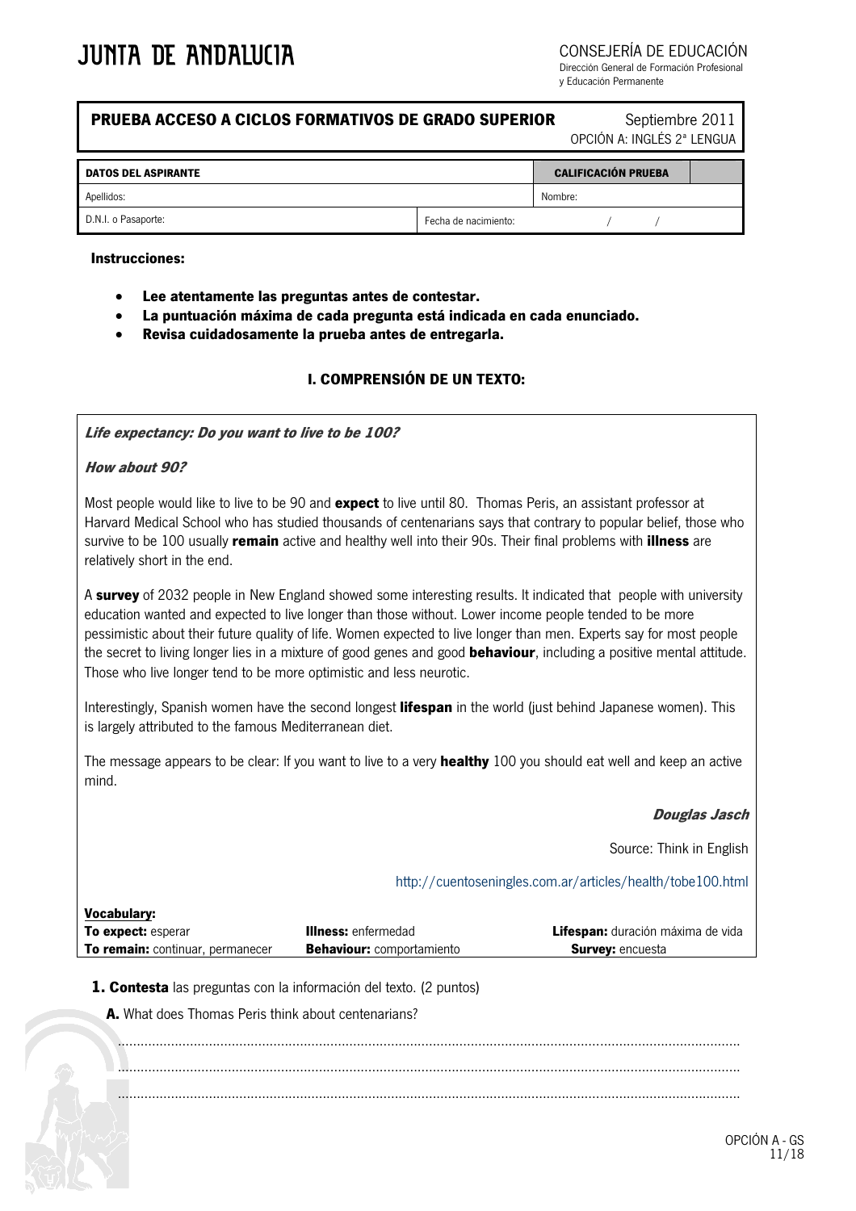JUNTA DE ANDALUCIA

CONSEJERÍA DE EDUCACIÓN
Dirección General de Formación Profesional
y Educación Permanente

| **PRUEBA ACCESO A CICLOS FORMATIVOS DE GRADO SUPERIOR** | Septiembre 2011 OPCIÓN A: INGLÉS 2ª LENGUA |
|---|---|

| **DATOS DEL ASPIRANTE** | | **CALIFICACIÓN PRUEBA** | |
|---|---|---|---|
| Apellidos: | | Nombre: | |
| D.N.I. o Pasaporte: | Fecha de nacimiento: | / / | |

**Instrucciones:**

- **Lee atentamente las preguntas antes de contestar.**
- **La puntuación máxima de cada pregunta está indicada en cada enunciado.**
- **Revisa cuidadosamente la prueba antes de entregarla.**

## I. COMPRENSIÓN DE UN TEXTO:

***Life expectancy: Do you want to live to be 100?***

***How about 90?***

Most people would like to live to be 90 and **expect** to live until 80. Thomas Peris, an assistant professor at Harvard Medical School who has studied thousands of centenarians says that contrary to popular belief, those who survive to be 100 usually **remain** active and healthy well into their 90s. Their final problems with **illness** are relatively short in the end.

A **survey** of 2032 people in New England showed some interesting results. It indicated that people with university education wanted and expected to live longer than those without. Lower income people tended to be more pessimistic about their future quality of life. Women expected to live longer than men. Experts say for most people the secret to living longer lies in a mixture of good genes and good **behaviour**, including a positive mental attitude. Those who live longer tend to be more optimistic and less neurotic.

Interestingly, Spanish women have the second longest **lifespan** in the world (just behind Japanese women). This is largely attributed to the famous Mediterranean diet.

The message appears to be clear: If you want to live to a very **healthy** 100 you should eat well and keep an active mind.

***Douglas Jasch***

Source: Think in English

http://cuentoseningles.com.ar/articles/health/tobe100.html

**Vocabulary:**

| | | |
|---|---|---|
| **To expect:** esperar | **Illness:** enfermedad | **Lifespan:** duración máxima de vida |
| **To remain:** continuar, permanecer | **Behaviour:** comportamiento | **Survey:** encuesta |

**1. Contesta** las preguntas con la información del texto. (2 puntos)

**A.** What does Thomas Peris think about centenarians?

..............................................................................................................................................................

..............................................................................................................................................................

..............................................................................................................................................................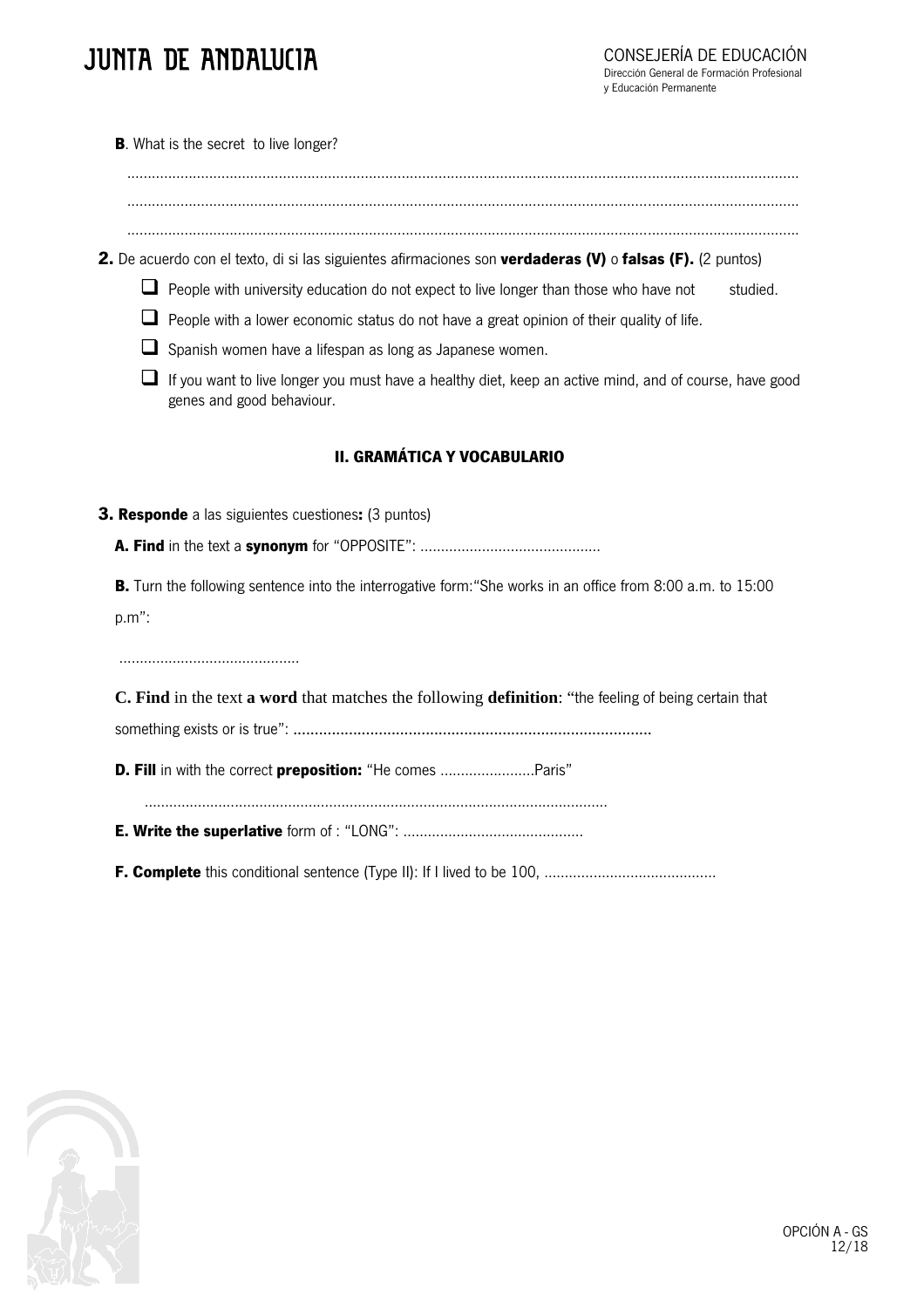**B**. What is the secret to live longer?

.................................................................................................................................................................

.................................................................................................................................................................

.................................................................................................................................................................

**2.** De acuerdo con el texto, di si las siguientes afirmaciones son **verdaderas (V)** o **falsas (F).** (2 puntos)

- ☐ People with university education do not expect to live longer than those who have not studied.
- ☐ People with a lower economic status do not have a great opinion of their quality of life.
- ☐ Spanish women have a lifespan as long as Japanese women.
- ☐ If you want to live longer you must have a healthy diet, keep an active mind, and of course, have good genes and good behaviour.

## II. GRAMÁTICA Y VOCABULARIO

**3. Responde** a las siguientes cuestiones**:** (3 puntos)

**A. Find** in the text a **synonym** for "OPPOSITE": ............................................

**B.** Turn the following sentence into the interrogative form:"She works in an office from 8:00 a.m. to 15:00 p.m":

............................................

**C. Find** in the text **a word** that matches the following **definition**: "the feeling of being certain that something exists or is true": ...................................................................................

**D. Fill** in with the correct **preposition:** "He comes .......................Paris"

...............................................................................................................

**E. Write the superlative** form of : "LONG": ............................................

**F. Complete** this conditional sentence (Type II): If I lived to be 100, ..........................................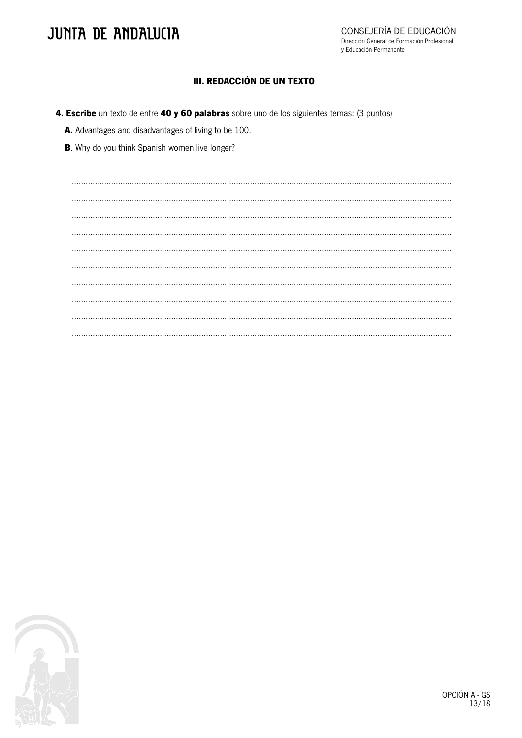### III. REDACCIÓN DE UN TEXTO

**4. Escribe** un texto de entre **40 y 60 palabras** sobre uno de los siguientes temas: (3 puntos)

**A.** Advantages and disadvantages of living to be 100.

**B**. Why do you think Spanish women live longer?

..................................................................................................................................................................

..................................................................................................................................................................

..................................................................................................................................................................

..................................................................................................................................................................

..................................................................................................................................................................

..................................................................................................................................................................

..................................................................................................................................................................

..................................................................................................................................................................

..................................................................................................................................................................

..................................................................................................................................................................